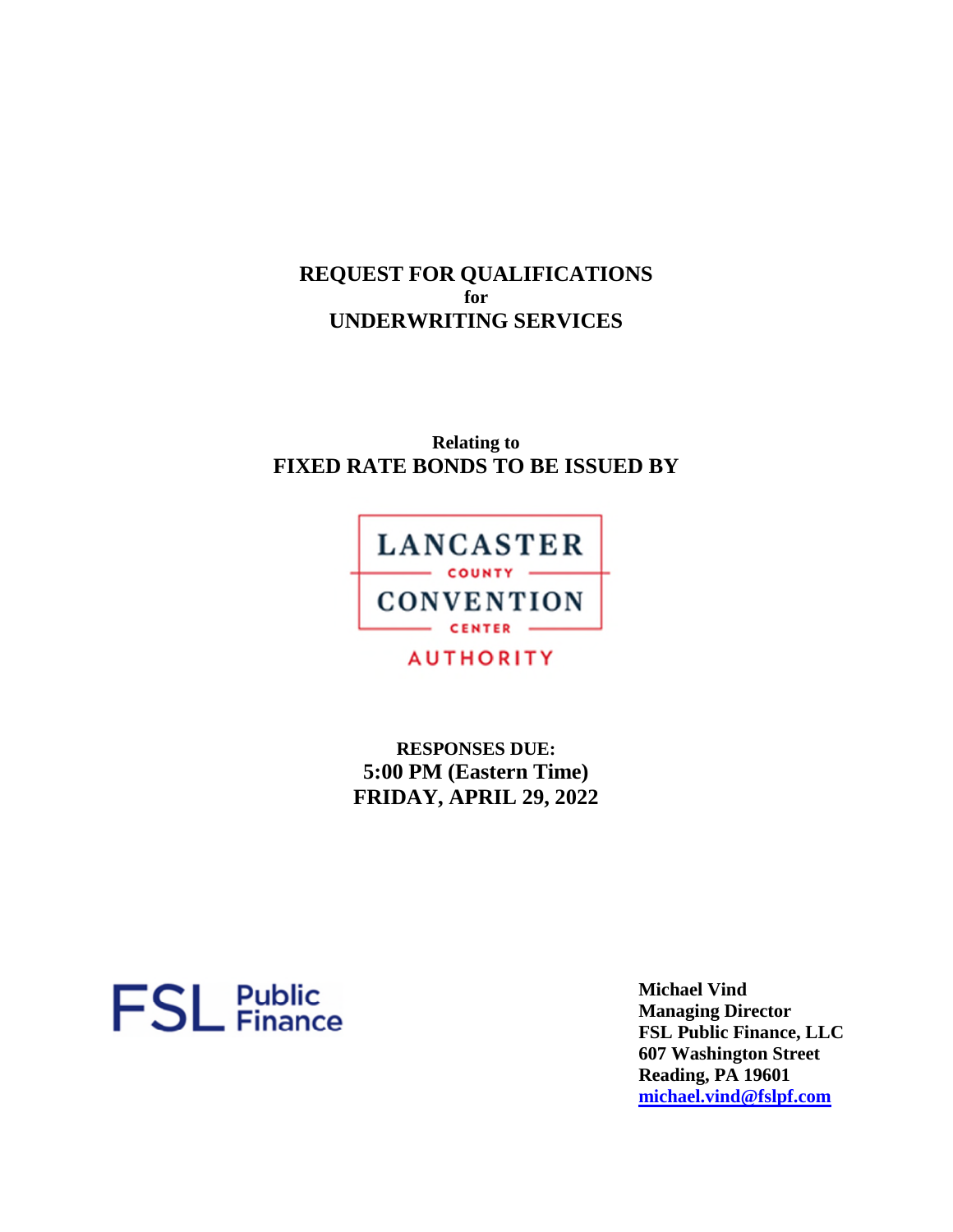# REQUEST FOR QUALIFICATIONS
**for**
# UNDERWRITING SERVICES

**Relating to**
**FIXED RATE BONDS TO BE ISSUED BY**

LANCASTER COUNTY CONVENTION CENTER AUTHORITY

**RESPONSES DUE:**
**5:00 PM (Eastern Time)**
**FRIDAY, APRIL 29, 2022**

FSL Public Finance

**Michael Vind**
**Managing Director**
**FSL Public Finance, LLC**
**607 Washington Street**
**Reading, PA 19601**
**michael.vind@fslpf.com**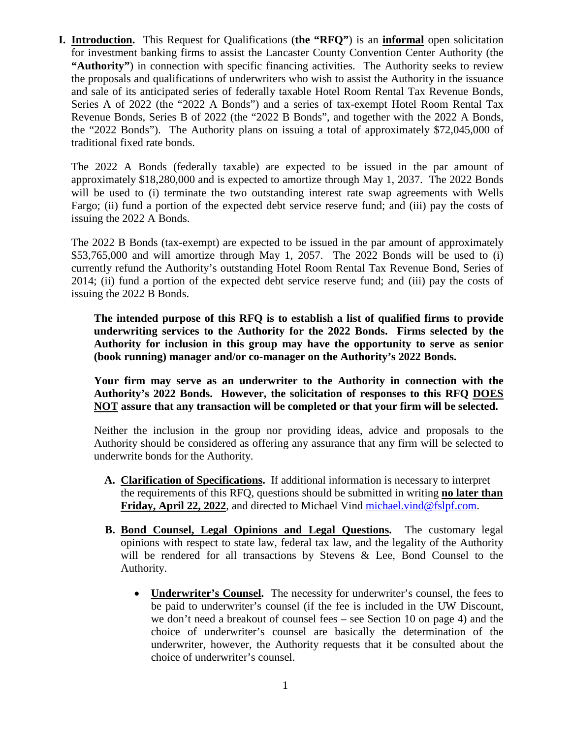**I. Introduction.** This Request for Qualifications (**the "RFQ"**) is an **informal** open solicitation for investment banking firms to assist the Lancaster County Convention Center Authority (the **"Authority"**) in connection with specific financing activities. The Authority seeks to review the proposals and qualifications of underwriters who wish to assist the Authority in the issuance and sale of its anticipated series of federally taxable Hotel Room Rental Tax Revenue Bonds, Series A of 2022 (the "2022 A Bonds") and a series of tax-exempt Hotel Room Rental Tax Revenue Bonds, Series B of 2022 (the "2022 B Bonds", and together with the 2022 A Bonds, the "2022 Bonds"). The Authority plans on issuing a total of approximately $72,045,000 of traditional fixed rate bonds.

The 2022 A Bonds (federally taxable) are expected to be issued in the par amount of approximately $18,280,000 and is expected to amortize through May 1, 2037. The 2022 Bonds will be used to (i) terminate the two outstanding interest rate swap agreements with Wells Fargo; (ii) fund a portion of the expected debt service reserve fund; and (iii) pay the costs of issuing the 2022 A Bonds.

The 2022 B Bonds (tax-exempt) are expected to be issued in the par amount of approximately $53,765,000 and will amortize through May 1, 2057. The 2022 Bonds will be used to (i) currently refund the Authority's outstanding Hotel Room Rental Tax Revenue Bond, Series of 2014; (ii) fund a portion of the expected debt service reserve fund; and (iii) pay the costs of issuing the 2022 B Bonds.

**The intended purpose of this RFQ is to establish a list of qualified firms to provide underwriting services to the Authority for the 2022 Bonds. Firms selected by the Authority for inclusion in this group may have the opportunity to serve as senior (book running) manager and/or co-manager on the Authority's 2022 Bonds.**

**Your firm may serve as an underwriter to the Authority in connection with the Authority's 2022 Bonds. However, the solicitation of responses to this RFQ DOES NOT assure that any transaction will be completed or that your firm will be selected.**

Neither the inclusion in the group nor providing ideas, advice and proposals to the Authority should be considered as offering any assurance that any firm will be selected to underwrite bonds for the Authority.

**A. Clarification of Specifications.** If additional information is necessary to interpret the requirements of this RFQ, questions should be submitted in writing **no later than Friday, April 22, 2022**, and directed to Michael Vind michael.vind@fslpf.com.

**B. Bond Counsel, Legal Opinions and Legal Questions.** The customary legal opinions with respect to state law, federal tax law, and the legality of the Authority will be rendered for all transactions by Stevens & Lee, Bond Counsel to the Authority.

- **Underwriter's Counsel.** The necessity for underwriter's counsel, the fees to be paid to underwriter's counsel (if the fee is included in the UW Discount, we don't need a breakout of counsel fees – see Section 10 on page 4) and the choice of underwriter's counsel are basically the determination of the underwriter, however, the Authority requests that it be consulted about the choice of underwriter's counsel.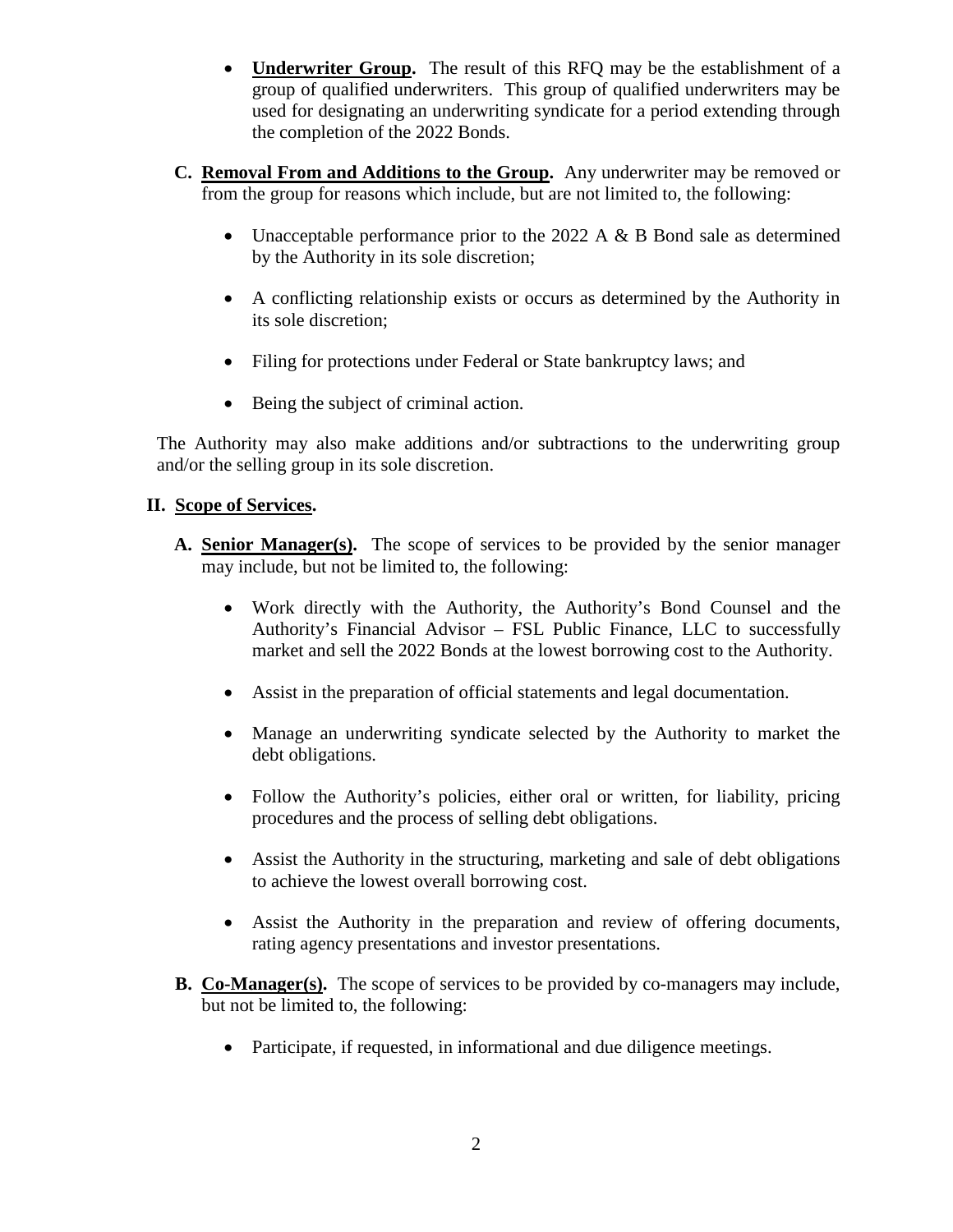- **Underwriter Group.** The result of this RFQ may be the establishment of a group of qualified underwriters. This group of qualified underwriters may be used for designating an underwriting syndicate for a period extending through the completion of the 2022 Bonds.

**C. Removal From and Additions to the Group.** Any underwriter may be removed or from the group for reasons which include, but are not limited to, the following:

- Unacceptable performance prior to the 2022 A & B Bond sale as determined by the Authority in its sole discretion;
- A conflicting relationship exists or occurs as determined by the Authority in its sole discretion;
- Filing for protections under Federal or State bankruptcy laws; and
- Being the subject of criminal action.

The Authority may also make additions and/or subtractions to the underwriting group and/or the selling group in its sole discretion.

## II. Scope of Services.

**A. Senior Manager(s).** The scope of services to be provided by the senior manager may include, but not be limited to, the following:

- Work directly with the Authority, the Authority's Bond Counsel and the Authority's Financial Advisor – FSL Public Finance, LLC to successfully market and sell the 2022 Bonds at the lowest borrowing cost to the Authority.
- Assist in the preparation of official statements and legal documentation.
- Manage an underwriting syndicate selected by the Authority to market the debt obligations.
- Follow the Authority's policies, either oral or written, for liability, pricing procedures and the process of selling debt obligations.
- Assist the Authority in the structuring, marketing and sale of debt obligations to achieve the lowest overall borrowing cost.
- Assist the Authority in the preparation and review of offering documents, rating agency presentations and investor presentations.

**B. Co-Manager(s).** The scope of services to be provided by co-managers may include, but not be limited to, the following:

- Participate, if requested, in informational and due diligence meetings.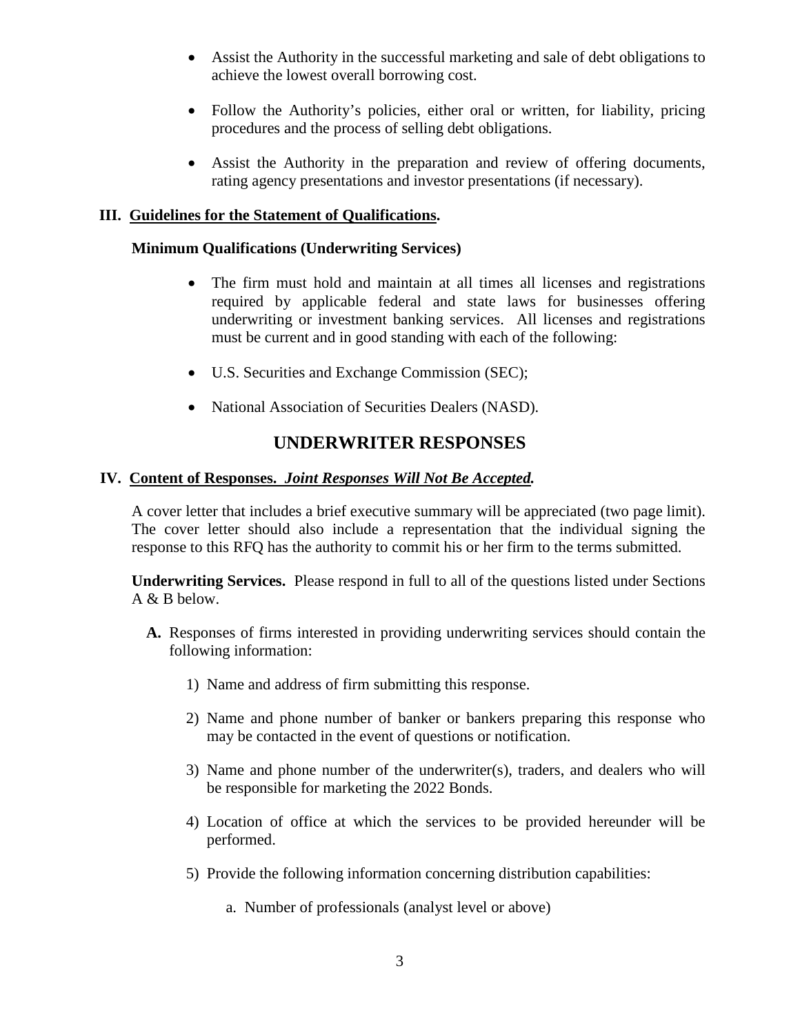- Assist the Authority in the successful marketing and sale of debt obligations to achieve the lowest overall borrowing cost.

- Follow the Authority's policies, either oral or written, for liability, pricing procedures and the process of selling debt obligations.

- Assist the Authority in the preparation and review of offering documents, rating agency presentations and investor presentations (if necessary).

## III. <u>Guidelines for the Statement of Qualifications</u>.

**Minimum Qualifications (Underwriting Services)**

- The firm must hold and maintain at all times all licenses and registrations required by applicable federal and state laws for businesses offering underwriting or investment banking services. All licenses and registrations must be current and in good standing with each of the following:

- U.S. Securities and Exchange Commission (SEC);

- National Association of Securities Dealers (NASD).

# UNDERWRITER RESPONSES

## IV. <u>Content of Responses.</u> ***<u>Joint Responses Will Not Be Accepted</u>.***

A cover letter that includes a brief executive summary will be appreciated (two page limit). The cover letter should also include a representation that the individual signing the response to this RFQ has the authority to commit his or her firm to the terms submitted.

**Underwriting Services.** Please respond in full to all of the questions listed under Sections A & B below.

**A.** Responses of firms interested in providing underwriting services should contain the following information:

1) Name and address of firm submitting this response.

2) Name and phone number of banker or bankers preparing this response who may be contacted in the event of questions or notification.

3) Name and phone number of the underwriter(s), traders, and dealers who will be responsible for marketing the 2022 Bonds.

4) Location of office at which the services to be provided hereunder will be performed.

5) Provide the following information concerning distribution capabilities:

   a. Number of professionals (analyst level or above)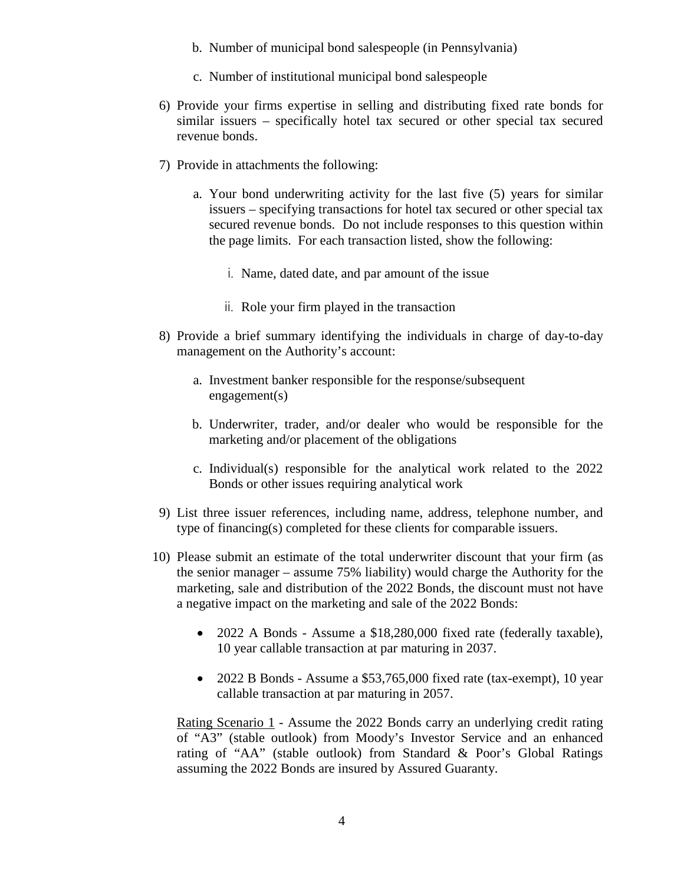b. Number of municipal bond salespeople (in Pennsylvania)

   c. Number of institutional municipal bond salespeople

6) Provide your firms expertise in selling and distributing fixed rate bonds for similar issuers – specifically hotel tax secured or other special tax secured revenue bonds.

7) Provide in attachments the following:

   a. Your bond underwriting activity for the last five (5) years for similar issuers – specifying transactions for hotel tax secured or other special tax secured revenue bonds. Do not include responses to this question within the page limits. For each transaction listed, show the following:

      i. Name, dated date, and par amount of the issue

      ii. Role your firm played in the transaction

8) Provide a brief summary identifying the individuals in charge of day-to-day management on the Authority's account:

   a. Investment banker responsible for the response/subsequent engagement(s)

   b. Underwriter, trader, and/or dealer who would be responsible for the marketing and/or placement of the obligations

   c. Individual(s) responsible for the analytical work related to the 2022 Bonds or other issues requiring analytical work

9) List three issuer references, including name, address, telephone number, and type of financing(s) completed for these clients for comparable issuers.

10) Please submit an estimate of the total underwriter discount that your firm (as the senior manager – assume 75% liability) would charge the Authority for the marketing, sale and distribution of the 2022 Bonds, the discount must not have a negative impact on the marketing and sale of the 2022 Bonds:

    - 2022 A Bonds - Assume a $18,280,000 fixed rate (federally taxable), 10 year callable transaction at par maturing in 2037.

    - 2022 B Bonds - Assume a $53,765,000 fixed rate (tax-exempt), 10 year callable transaction at par maturing in 2057.

    Rating Scenario 1 - Assume the 2022 Bonds carry an underlying credit rating of "A3" (stable outlook) from Moody's Investor Service and an enhanced rating of "AA" (stable outlook) from Standard & Poor's Global Ratings assuming the 2022 Bonds are insured by Assured Guaranty.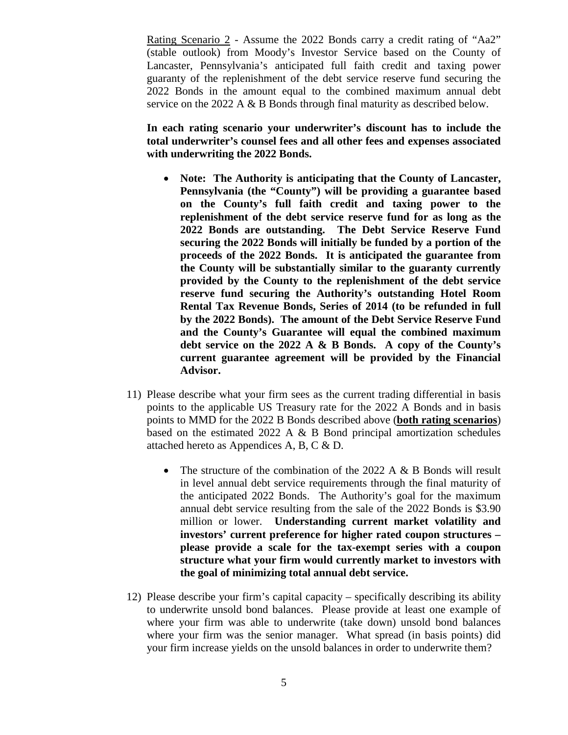Rating Scenario 2 - Assume the 2022 Bonds carry a credit rating of "Aa2" (stable outlook) from Moody's Investor Service based on the County of Lancaster, Pennsylvania's anticipated full faith credit and taxing power guaranty of the replenishment of the debt service reserve fund securing the 2022 Bonds in the amount equal to the combined maximum annual debt service on the 2022 A & B Bonds through final maturity as described below.

**In each rating scenario your underwriter's discount has to include the total underwriter's counsel fees and all other fees and expenses associated with underwriting the 2022 Bonds.**

- **Note: The Authority is anticipating that the County of Lancaster, Pennsylvania (the "County") will be providing a guarantee based on the County's full faith credit and taxing power to the replenishment of the debt service reserve fund for as long as the 2022 Bonds are outstanding. The Debt Service Reserve Fund securing the 2022 Bonds will initially be funded by a portion of the proceeds of the 2022 Bonds. It is anticipated the guarantee from the County will be substantially similar to the guaranty currently provided by the County to the replenishment of the debt service reserve fund securing the Authority's outstanding Hotel Room Rental Tax Revenue Bonds, Series of 2014 (to be refunded in full by the 2022 Bonds). The amount of the Debt Service Reserve Fund and the County's Guarantee will equal the combined maximum debt service on the 2022 A & B Bonds. A copy of the County's current guarantee agreement will be provided by the Financial Advisor.**

11) Please describe what your firm sees as the current trading differential in basis points to the applicable US Treasury rate for the 2022 A Bonds and in basis points to MMD for the 2022 B Bonds described above (**both rating scenarios**) based on the estimated 2022 A & B Bond principal amortization schedules attached hereto as Appendices A, B, C & D.

    - The structure of the combination of the 2022 A & B Bonds will result in level annual debt service requirements through the final maturity of the anticipated 2022 Bonds. The Authority's goal for the maximum annual debt service resulting from the sale of the 2022 Bonds is $3.90 million or lower. **Understanding current market volatility and investors' current preference for higher rated coupon structures – please provide a scale for the tax-exempt series with a coupon structure what your firm would currently market to investors with the goal of minimizing total annual debt service.**

12) Please describe your firm's capital capacity – specifically describing its ability to underwrite unsold bond balances. Please provide at least one example of where your firm was able to underwrite (take down) unsold bond balances where your firm was the senior manager. What spread (in basis points) did your firm increase yields on the unsold balances in order to underwrite them?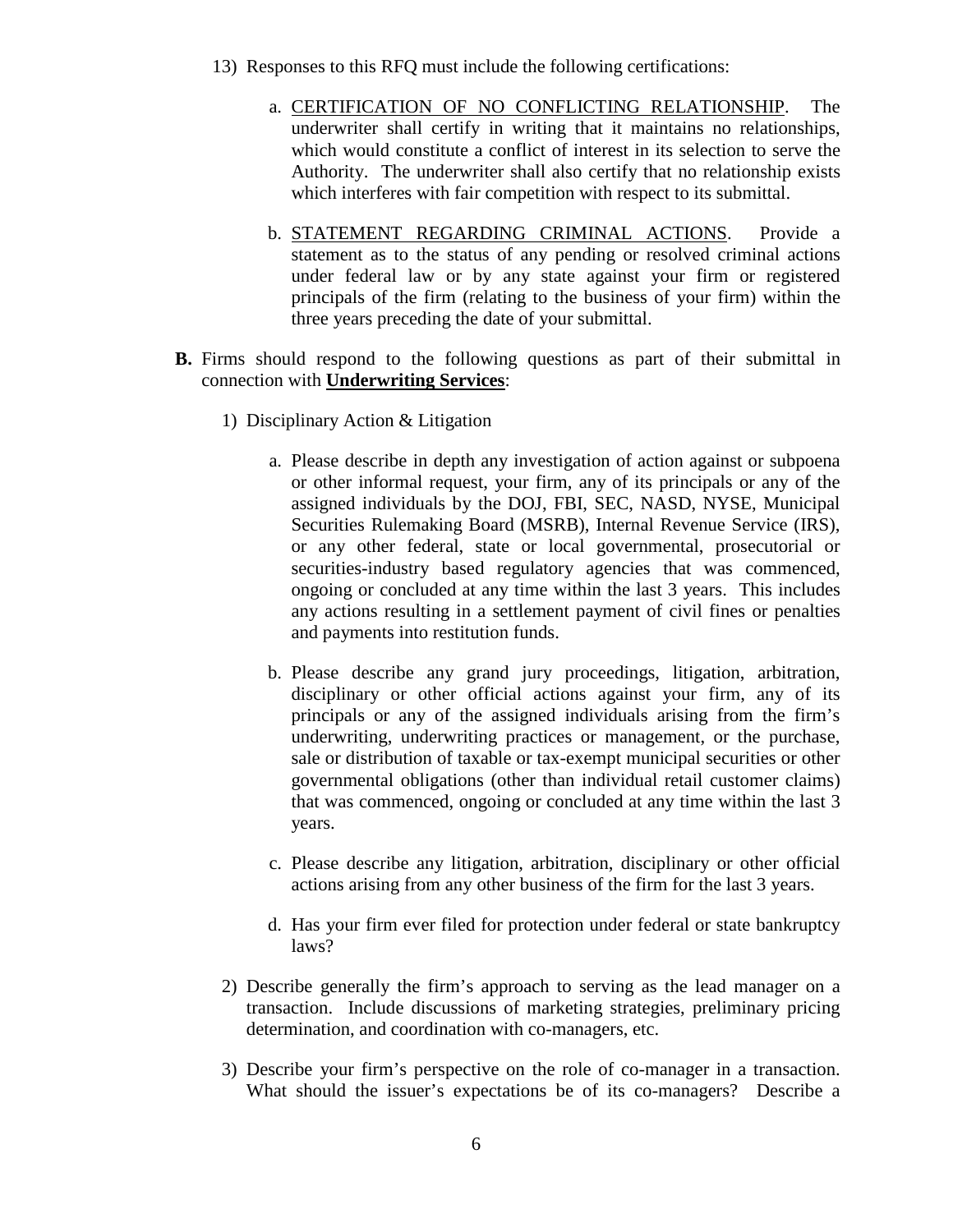13) Responses to this RFQ must include the following certifications:

   a. CERTIFICATION OF NO CONFLICTING RELATIONSHIP. The underwriter shall certify in writing that it maintains no relationships, which would constitute a conflict of interest in its selection to serve the Authority. The underwriter shall also certify that no relationship exists which interferes with fair competition with respect to its submittal.

   b. STATEMENT REGARDING CRIMINAL ACTIONS. Provide a statement as to the status of any pending or resolved criminal actions under federal law or by any state against your firm or registered principals of the firm (relating to the business of your firm) within the three years preceding the date of your submittal.

**B.** Firms should respond to the following questions as part of their submittal in connection with **Underwriting Services**:

1) Disciplinary Action & Litigation

   a. Please describe in depth any investigation of action against or subpoena or other informal request, your firm, any of its principals or any of the assigned individuals by the DOJ, FBI, SEC, NASD, NYSE, Municipal Securities Rulemaking Board (MSRB), Internal Revenue Service (IRS), or any other federal, state or local governmental, prosecutorial or securities-industry based regulatory agencies that was commenced, ongoing or concluded at any time within the last 3 years. This includes any actions resulting in a settlement payment of civil fines or penalties and payments into restitution funds.

   b. Please describe any grand jury proceedings, litigation, arbitration, disciplinary or other official actions against your firm, any of its principals or any of the assigned individuals arising from the firm's underwriting, underwriting practices or management, or the purchase, sale or distribution of taxable or tax-exempt municipal securities or other governmental obligations (other than individual retail customer claims) that was commenced, ongoing or concluded at any time within the last 3 years.

   c. Please describe any litigation, arbitration, disciplinary or other official actions arising from any other business of the firm for the last 3 years.

   d. Has your firm ever filed for protection under federal or state bankruptcy laws?

2) Describe generally the firm's approach to serving as the lead manager on a transaction. Include discussions of marketing strategies, preliminary pricing determination, and coordination with co-managers, etc.

3) Describe your firm's perspective on the role of co-manager in a transaction. What should the issuer's expectations be of its co-managers? Describe a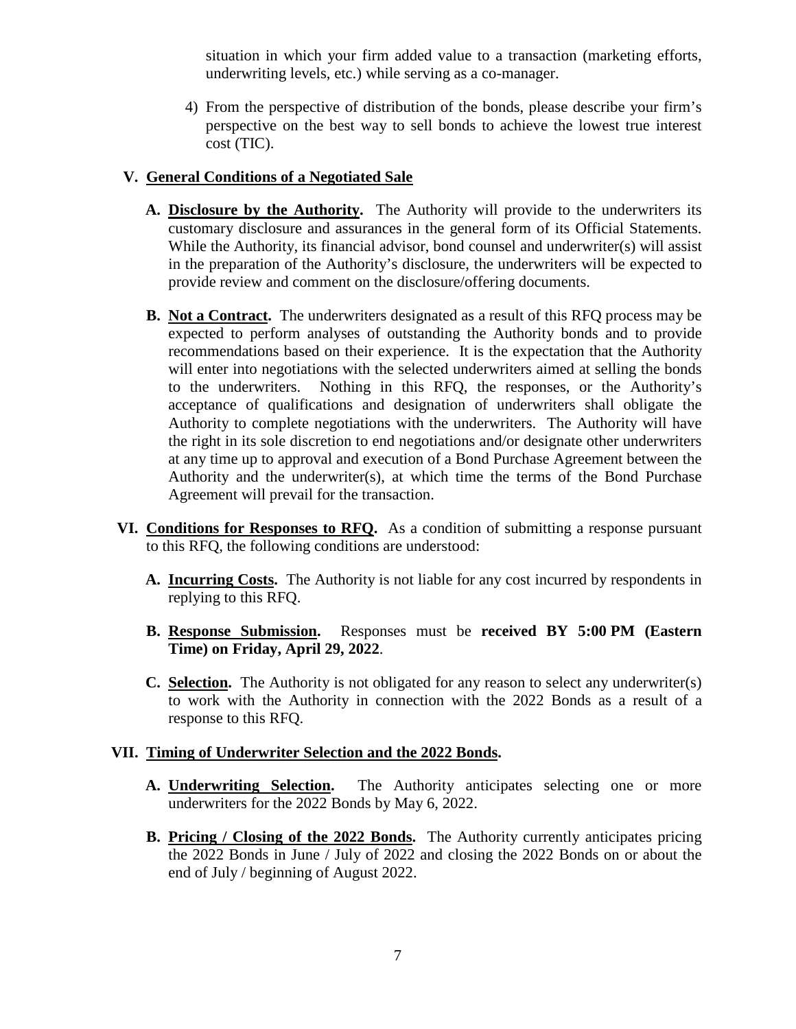situation in which your firm added value to a transaction (marketing efforts, underwriting levels, etc.) while serving as a co-manager.

4) From the perspective of distribution of the bonds, please describe your firm's perspective on the best way to sell bonds to achieve the lowest true interest cost (TIC).

## V. General Conditions of a Negotiated Sale

**A. Disclosure by the Authority.** The Authority will provide to the underwriters its customary disclosure and assurances in the general form of its Official Statements. While the Authority, its financial advisor, bond counsel and underwriter(s) will assist in the preparation of the Authority's disclosure, the underwriters will be expected to provide review and comment on the disclosure/offering documents.

**B. Not a Contract.** The underwriters designated as a result of this RFQ process may be expected to perform analyses of outstanding the Authority bonds and to provide recommendations based on their experience. It is the expectation that the Authority will enter into negotiations with the selected underwriters aimed at selling the bonds to the underwriters. Nothing in this RFQ, the responses, or the Authority's acceptance of qualifications and designation of underwriters shall obligate the Authority to complete negotiations with the underwriters. The Authority will have the right in its sole discretion to end negotiations and/or designate other underwriters at any time up to approval and execution of a Bond Purchase Agreement between the Authority and the underwriter(s), at which time the terms of the Bond Purchase Agreement will prevail for the transaction.

## VI. Conditions for Responses to RFQ.

As a condition of submitting a response pursuant to this RFQ, the following conditions are understood:

**A. Incurring Costs.** The Authority is not liable for any cost incurred by respondents in replying to this RFQ.

**B. Response Submission.** Responses must be **received BY 5:00 PM (Eastern Time) on Friday, April 29, 2022**.

**C. Selection.** The Authority is not obligated for any reason to select any underwriter(s) to work with the Authority in connection with the 2022 Bonds as a result of a response to this RFQ.

## VII. Timing of Underwriter Selection and the 2022 Bonds.

**A. Underwriting Selection.** The Authority anticipates selecting one or more underwriters for the 2022 Bonds by May 6, 2022.

**B. Pricing / Closing of the 2022 Bonds.** The Authority currently anticipates pricing the 2022 Bonds in June / July of 2022 and closing the 2022 Bonds on or about the end of July / beginning of August 2022.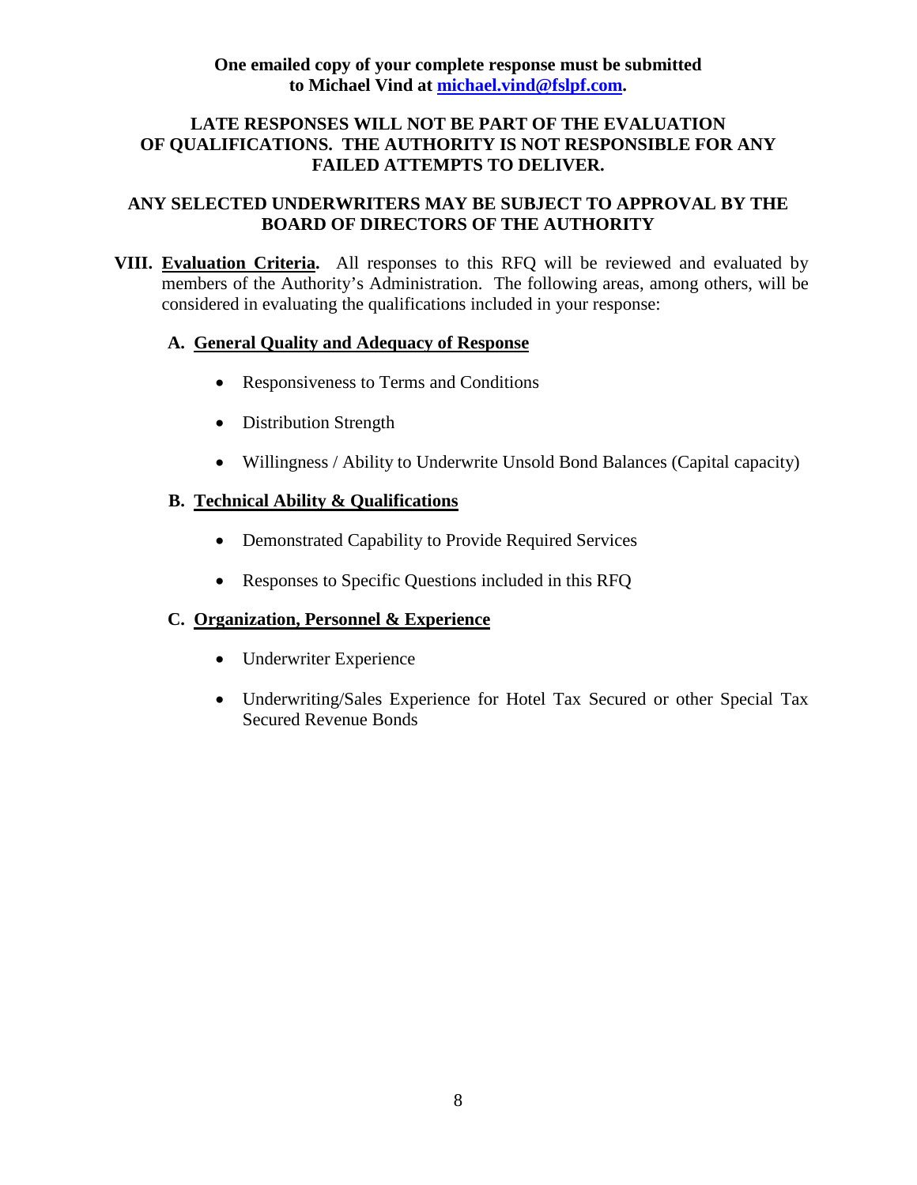**One emailed copy of your complete response must be submitted to Michael Vind at [michael.vind@fslpf.com](mailto:michael.vind@fslpf.com).**

**LATE RESPONSES WILL NOT BE PART OF THE EVALUATION OF QUALIFICATIONS. THE AUTHORITY IS NOT RESPONSIBLE FOR ANY FAILED ATTEMPTS TO DELIVER.**

**ANY SELECTED UNDERWRITERS MAY BE SUBJECT TO APPROVAL BY THE BOARD OF DIRECTORS OF THE AUTHORITY**

**VIII. Evaluation Criteria.** All responses to this RFQ will be reviewed and evaluated by members of the Authority's Administration. The following areas, among others, will be considered in evaluating the qualifications included in your response:

**A. General Quality and Adequacy of Response**

- Responsiveness to Terms and Conditions
- Distribution Strength
- Willingness / Ability to Underwrite Unsold Bond Balances (Capital capacity)

**B. Technical Ability & Qualifications**

- Demonstrated Capability to Provide Required Services
- Responses to Specific Questions included in this RFQ

**C. Organization, Personnel & Experience**

- Underwriter Experience
- Underwriting/Sales Experience for Hotel Tax Secured or other Special Tax Secured Revenue Bonds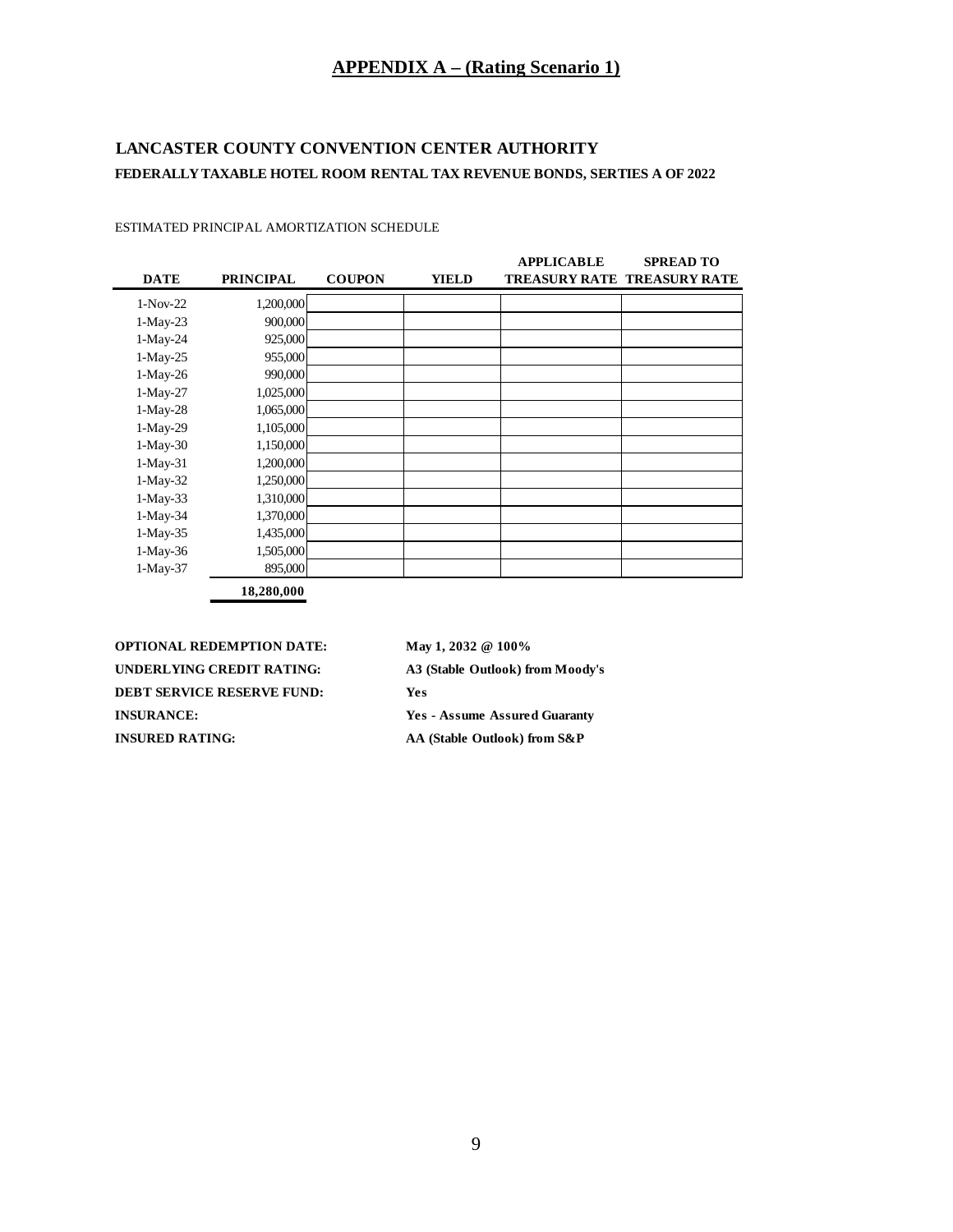## APPENDIX A – (Rating Scenario 1)

### LANCASTER COUNTY CONVENTION CENTER AUTHORITY

**FEDERALLY TAXABLE HOTEL ROOM RENTAL TAX REVENUE BONDS, SERTIES A OF 2022**

ESTIMATED PRINCIPAL AMORTIZATION SCHEDULE

| DATE | PRINCIPAL | COUPON | YIELD | APPLICABLE TREASURY RATE | SPREAD TO TREASURY RATE |
|---|---|---|---|---|---|
| 1-Nov-22 | 1,200,000 | | | | |
| 1-May-23 | 900,000 | | | | |
| 1-May-24 | 925,000 | | | | |
| 1-May-25 | 955,000 | | | | |
| 1-May-26 | 990,000 | | | | |
| 1-May-27 | 1,025,000 | | | | |
| 1-May-28 | 1,065,000 | | | | |
| 1-May-29 | 1,105,000 | | | | |
| 1-May-30 | 1,150,000 | | | | |
| 1-May-31 | 1,200,000 | | | | |
| 1-May-32 | 1,250,000 | | | | |
| 1-May-33 | 1,310,000 | | | | |
| 1-May-34 | 1,370,000 | | | | |
| 1-May-35 | 1,435,000 | | | | |
| 1-May-36 | 1,505,000 | | | | |
| 1-May-37 | 895,000 | | | | |
| | **18,280,000** | | | | |

**OPTIONAL REDEMPTION DATE:** **May 1, 2032 @ 100%**

**UNDERLYING CREDIT RATING:** **A3 (Stable Outlook) from Moody's**

**DEBT SERVICE RESERVE FUND:** **Yes**

**INSURANCE:** **Yes - Assume Assured Guaranty**

**INSURED RATING:** **AA (Stable Outlook) from S&P**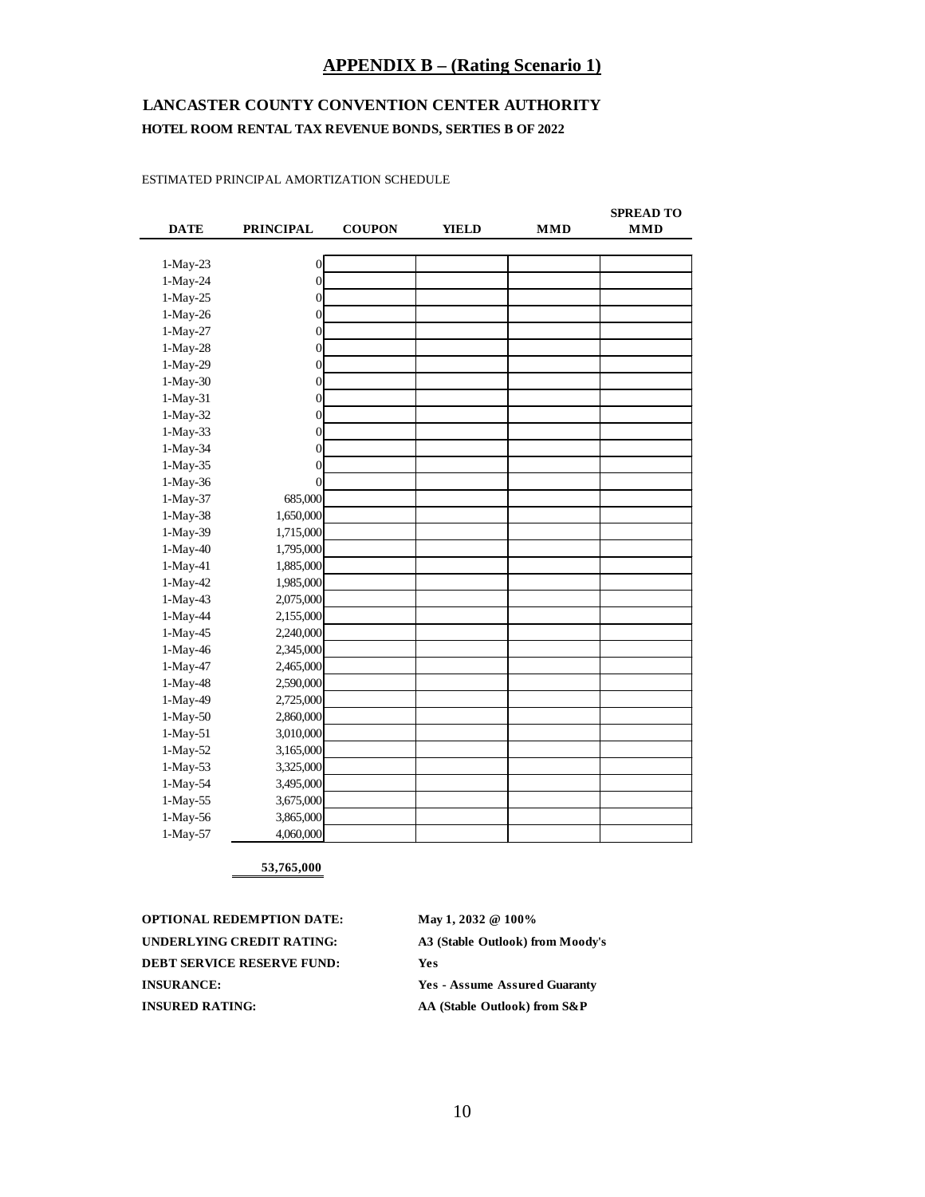## APPENDIX B – (Rating Scenario 1)

### LANCASTER COUNTY CONVENTION CENTER AUTHORITY

#### HOTEL ROOM RENTAL TAX REVENUE BONDS, SERTIES B OF 2022

ESTIMATED PRINCIPAL AMORTIZATION SCHEDULE

| DATE | PRINCIPAL | COUPON | YIELD | MMD | SPREAD TO MMD |
|---|---|---|---|---|---|
| 1-May-23 | 0 | | | | |
| 1-May-24 | 0 | | | | |
| 1-May-25 | 0 | | | | |
| 1-May-26 | 0 | | | | |
| 1-May-27 | 0 | | | | |
| 1-May-28 | 0 | | | | |
| 1-May-29 | 0 | | | | |
| 1-May-30 | 0 | | | | |
| 1-May-31 | 0 | | | | |
| 1-May-32 | 0 | | | | |
| 1-May-33 | 0 | | | | |
| 1-May-34 | 0 | | | | |
| 1-May-35 | 0 | | | | |
| 1-May-36 | 0 | | | | |
| 1-May-37 | 685,000 | | | | |
| 1-May-38 | 1,650,000 | | | | |
| 1-May-39 | 1,715,000 | | | | |
| 1-May-40 | 1,795,000 | | | | |
| 1-May-41 | 1,885,000 | | | | |
| 1-May-42 | 1,985,000 | | | | |
| 1-May-43 | 2,075,000 | | | | |
| 1-May-44 | 2,155,000 | | | | |
| 1-May-45 | 2,240,000 | | | | |
| 1-May-46 | 2,345,000 | | | | |
| 1-May-47 | 2,465,000 | | | | |
| 1-May-48 | 2,590,000 | | | | |
| 1-May-49 | 2,725,000 | | | | |
| 1-May-50 | 2,860,000 | | | | |
| 1-May-51 | 3,010,000 | | | | |
| 1-May-52 | 3,165,000 | | | | |
| 1-May-53 | 3,325,000 | | | | |
| 1-May-54 | 3,495,000 | | | | |
| 1-May-55 | 3,675,000 | | | | |
| 1-May-56 | 3,865,000 | | | | |
| 1-May-57 | 4,060,000 | | | | |
| | **53,765,000** | | | | |

**OPTIONAL REDEMPTION DATE:** **May 1, 2032 @ 100%**

**UNDERLYING CREDIT RATING:** **A3 (Stable Outlook) from Moody's**

**DEBT SERVICE RESERVE FUND:** **Yes**

**INSURANCE:** **Yes - Assume Assured Guaranty**

**INSURED RATING:** **AA (Stable Outlook) from S&P**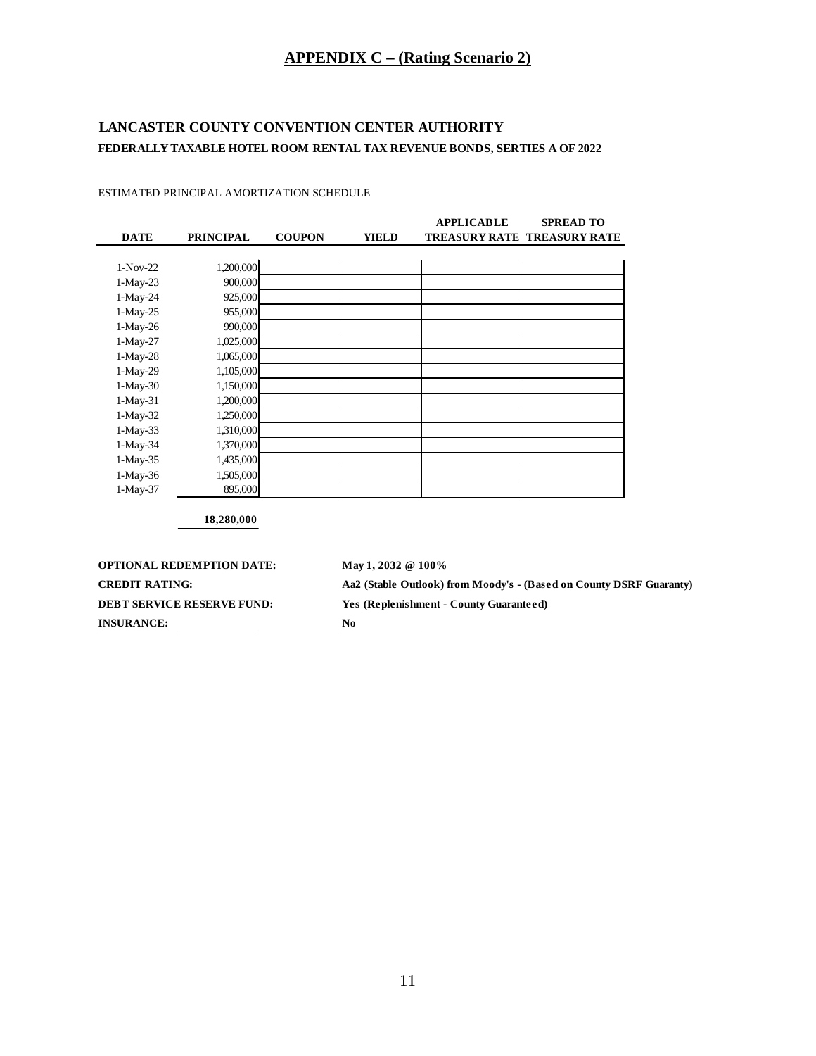# APPENDIX C – (Rating Scenario 2)

**LANCASTER COUNTY CONVENTION CENTER AUTHORITY**

**FEDERALLY TAXABLE HOTEL ROOM RENTAL TAX REVENUE BONDS, SERTIES A OF 2022**

ESTIMATED PRINCIPAL AMORTIZATION SCHEDULE

| DATE | PRINCIPAL | COUPON | YIELD | APPLICABLE TREASURY RATE | SPREAD TO TREASURY RATE |
|---|---|---|---|---|---|
| 1-Nov-22 | 1,200,000 | | | | |
| 1-May-23 | 900,000 | | | | |
| 1-May-24 | 925,000 | | | | |
| 1-May-25 | 955,000 | | | | |
| 1-May-26 | 990,000 | | | | |
| 1-May-27 | 1,025,000 | | | | |
| 1-May-28 | 1,065,000 | | | | |
| 1-May-29 | 1,105,000 | | | | |
| 1-May-30 | 1,150,000 | | | | |
| 1-May-31 | 1,200,000 | | | | |
| 1-May-32 | 1,250,000 | | | | |
| 1-May-33 | 1,310,000 | | | | |
| 1-May-34 | 1,370,000 | | | | |
| 1-May-35 | 1,435,000 | | | | |
| 1-May-36 | 1,505,000 | | | | |
| 1-May-37 | 895,000 | | | | |
| | **18,280,000** | | | | |

**OPTIONAL REDEMPTION DATE:** **May 1, 2032 @ 100%**

**CREDIT RATING:** **Aa2 (Stable Outlook) from Moody's - (Based on County DSRF Guaranty)**

**DEBT SERVICE RESERVE FUND:** **Yes (Replenishment - County Guaranteed)**

**INSURANCE:** **No**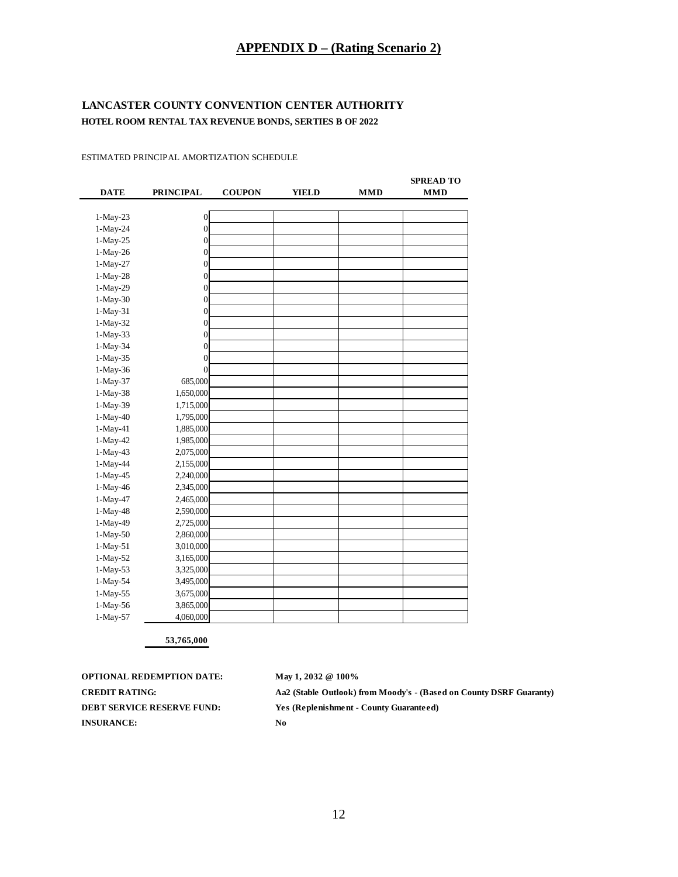## APPENDIX D – (Rating Scenario 2)

### LANCASTER COUNTY CONVENTION CENTER AUTHORITY

**HOTEL ROOM RENTAL TAX REVENUE BONDS, SERTIES B OF 2022**

ESTIMATED PRINCIPAL AMORTIZATION SCHEDULE

| DATE | PRINCIPAL | COUPON | YIELD | MMD | SPREAD TO MMD |
|---|---|---|---|---|---|
| 1-May-23 | 0 | | | | |
| 1-May-24 | 0 | | | | |
| 1-May-25 | 0 | | | | |
| 1-May-26 | 0 | | | | |
| 1-May-27 | 0 | | | | |
| 1-May-28 | 0 | | | | |
| 1-May-29 | 0 | | | | |
| 1-May-30 | 0 | | | | |
| 1-May-31 | 0 | | | | |
| 1-May-32 | 0 | | | | |
| 1-May-33 | 0 | | | | |
| 1-May-34 | 0 | | | | |
| 1-May-35 | 0 | | | | |
| 1-May-36 | 0 | | | | |
| 1-May-37 | 685,000 | | | | |
| 1-May-38 | 1,650,000 | | | | |
| 1-May-39 | 1,715,000 | | | | |
| 1-May-40 | 1,795,000 | | | | |
| 1-May-41 | 1,885,000 | | | | |
| 1-May-42 | 1,985,000 | | | | |
| 1-May-43 | 2,075,000 | | | | |
| 1-May-44 | 2,155,000 | | | | |
| 1-May-45 | 2,240,000 | | | | |
| 1-May-46 | 2,345,000 | | | | |
| 1-May-47 | 2,465,000 | | | | |
| 1-May-48 | 2,590,000 | | | | |
| 1-May-49 | 2,725,000 | | | | |
| 1-May-50 | 2,860,000 | | | | |
| 1-May-51 | 3,010,000 | | | | |
| 1-May-52 | 3,165,000 | | | | |
| 1-May-53 | 3,325,000 | | | | |
| 1-May-54 | 3,495,000 | | | | |
| 1-May-55 | 3,675,000 | | | | |
| 1-May-56 | 3,865,000 | | | | |
| 1-May-57 | 4,060,000 | | | | |
| | **53,765,000** | | | | |

**OPTIONAL REDEMPTION DATE:** **May 1, 2032 @ 100%**

**CREDIT RATING:** **Aa2 (Stable Outlook) from Moody's - (Based on County DSRF Guaranty)**

**DEBT SERVICE RESERVE FUND:** **Yes (Replenishment - County Guaranteed)**

**INSURANCE:** **No**